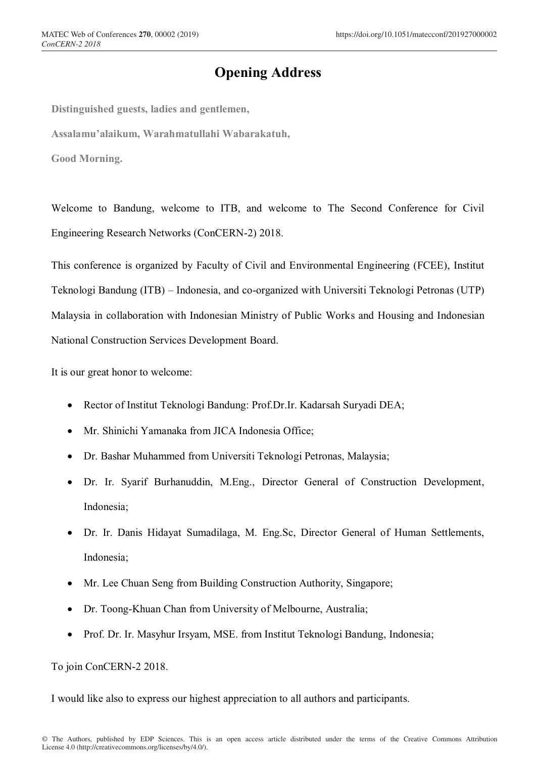# Opening Address

**Distinguished guests, ladies and gentlemen,**

**Assalamu'alaikum, Warahmatullahi Wabarakatuh,**

**Good Morning.**

Welcome to Bandung, welcome to ITB, and welcome to The Second Conference for Civil Engineering Research Networks (ConCERN-2) 2018.

This conference is organized by Faculty of Civil and Environmental Engineering (FCEE), Institut Teknologi Bandung (ITB) – Indonesia, and co-organized with Universiti Teknologi Petronas (UTP) Malaysia in collaboration with Indonesian Ministry of Public Works and Housing and Indonesian National Construction Services Development Board.

It is our great honor to welcome:

- Rector of Institut Teknologi Bandung: Prof.Dr.Ir. Kadarsah Suryadi DEA;
- Mr. Shinichi Yamanaka from JICA Indonesia Office;
- Dr. Bashar Muhammed from Universiti Teknologi Petronas, Malaysia;
- Dr. Ir. Syarif Burhanuddin, M.Eng., Director General of Construction Development, Indonesia;
- Dr. Ir. Danis Hidayat Sumadilaga, M. Eng.Sc, Director General of Human Settlements, Indonesia;
- Mr. Lee Chuan Seng from Building Construction Authority, Singapore;
- Dr. Toong-Khuan Chan from University of Melbourne, Australia;
- Prof. Dr. Ir. Masyhur Irsyam, MSE. from Institut Teknologi Bandung, Indonesia;

To join ConCERN-2 2018.

I would like also to express our highest appreciation to all authors and participants.

© The Authors, published by EDP Sciences. This is an open access article distributed under the terms of the Creative Commons Attribution License 4.0 (http://creativecommons.org/licenses/by/4.0/).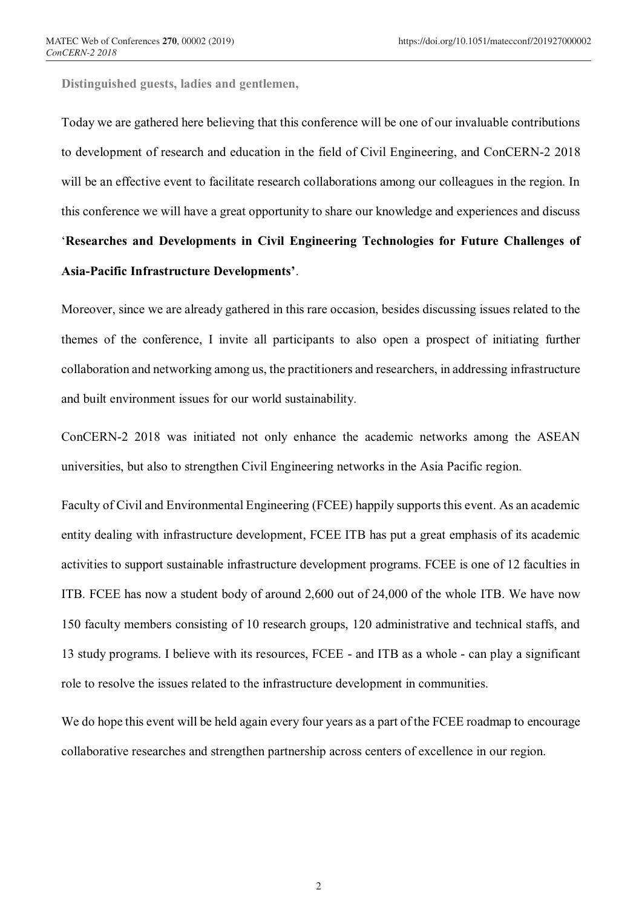**Distinguished guests, ladies and gentlemen,**

Today we are gathered here believing that this conference will be one of our invaluable contributions to development of research and education in the field of Civil Engineering, and ConCERN-2 2018 will be an effective event to facilitate research collaborations among our colleagues in the region. In this conference we will have a great opportunity to share our knowledge and experiences and discuss '**Researches and Developments in Civil Engineering Technologies for Future Challenges of Asia-Pacific Infrastructure Developments'**.

Moreover, since we are already gathered in this rare occasion, besides discussing issues related to the themes of the conference, I invite all participants to also open a prospect of initiating further collaboration and networking among us, the practitioners and researchers, in addressing infrastructure and built environment issues for our world sustainability.

ConCERN-2 2018 was initiated not only enhance the academic networks among the ASEAN universities, but also to strengthen Civil Engineering networks in the Asia Pacific region.

Faculty of Civil and Environmental Engineering (FCEE) happily supports this event. As an academic entity dealing with infrastructure development, FCEE ITB has put a great emphasis of its academic activities to support sustainable infrastructure development programs. FCEE is one of 12 faculties in ITB. FCEE has now a student body of around 2,600 out of 24,000 of the whole ITB. We have now 150 faculty members consisting of 10 research groups, 120 administrative and technical staffs, and 13 study programs. I believe with its resources, FCEE - and ITB as a whole - can play a significant role to resolve the issues related to the infrastructure development in communities.

We do hope this event will be held again every four years as a part of the FCEE roadmap to encourage collaborative researches and strengthen partnership across centers of excellence in our region.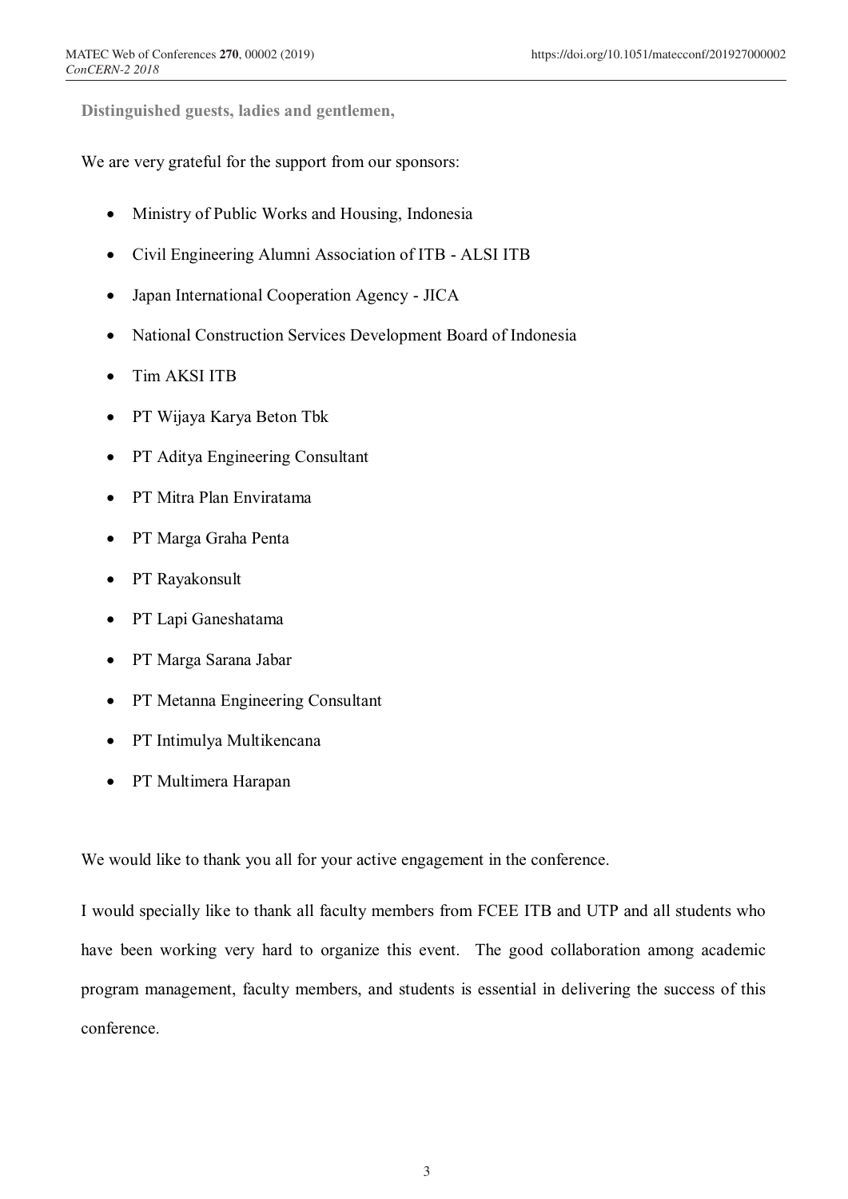**Distinguished guests, ladies and gentlemen,**

We are very grateful for the support from our sponsors:

- Ministry of Public Works and Housing, Indonesia
- Civil Engineering Alumni Association of ITB - ALSI ITB
- Japan International Cooperation Agency - JICA
- National Construction Services Development Board of Indonesia
- Tim AKSI ITB
- PT Wijaya Karya Beton Tbk
- PT Aditya Engineering Consultant
- PT Mitra Plan Enviratama
- PT Marga Graha Penta
- PT Rayakonsult
- PT Lapi Ganeshatama
- PT Marga Sarana Jabar
- PT Metanna Engineering Consultant
- PT Intimulya Multikencana
- PT Multimera Harapan

We would like to thank you all for your active engagement in the conference.

I would specially like to thank all faculty members from FCEE ITB and UTP and all students who have been working very hard to organize this event. The good collaboration among academic program management, faculty members, and students is essential in delivering the success of this conference.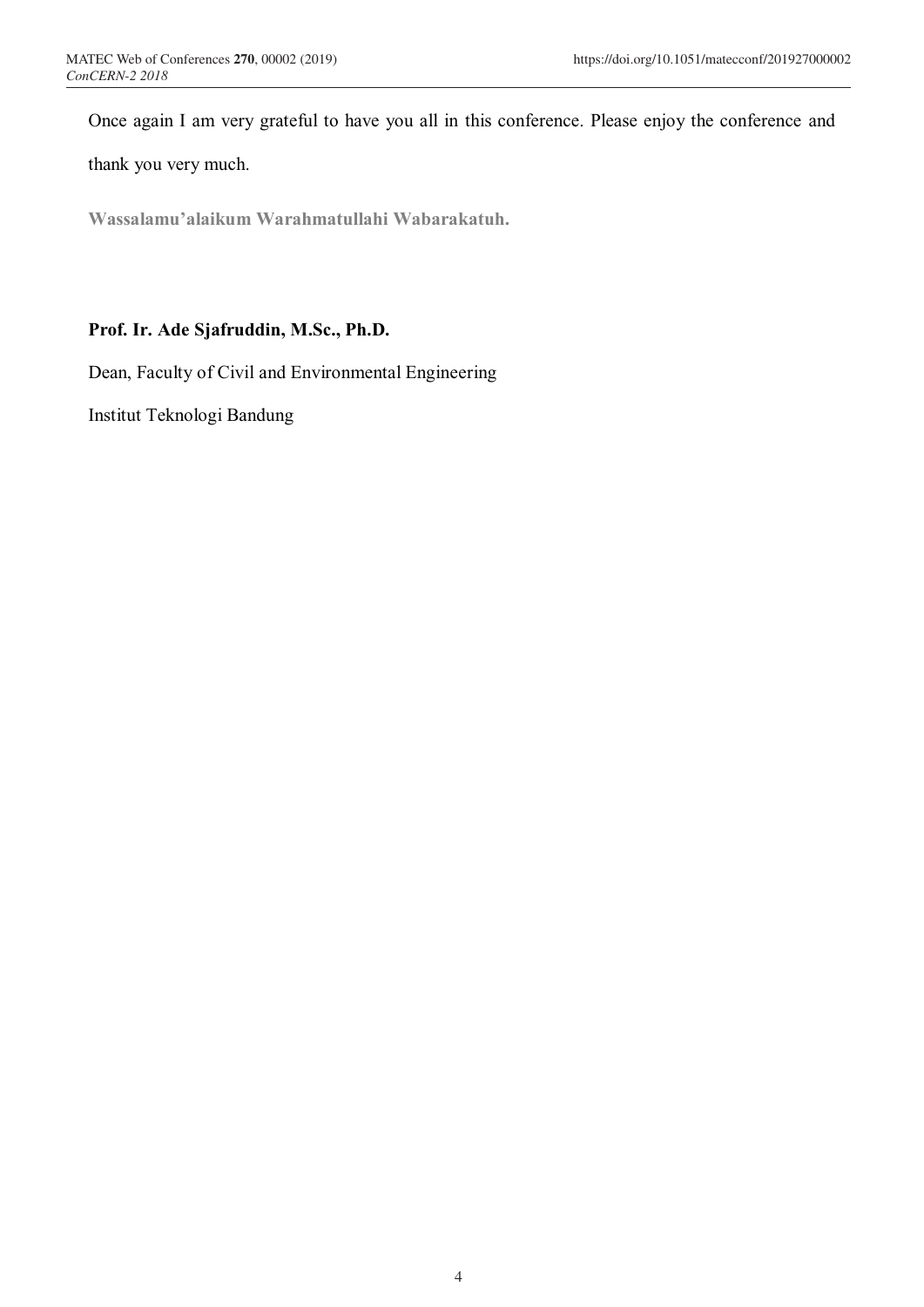Once again I am very grateful to have you all in this conference. Please enjoy the conference and thank you very much.

**Wassalamu'alaikum Warahmatullahi Wabarakatuh.**

**Prof. Ir. Ade Sjafruddin, M.Sc., Ph.D.**

Dean, Faculty of Civil and Environmental Engineering

Institut Teknologi Bandung